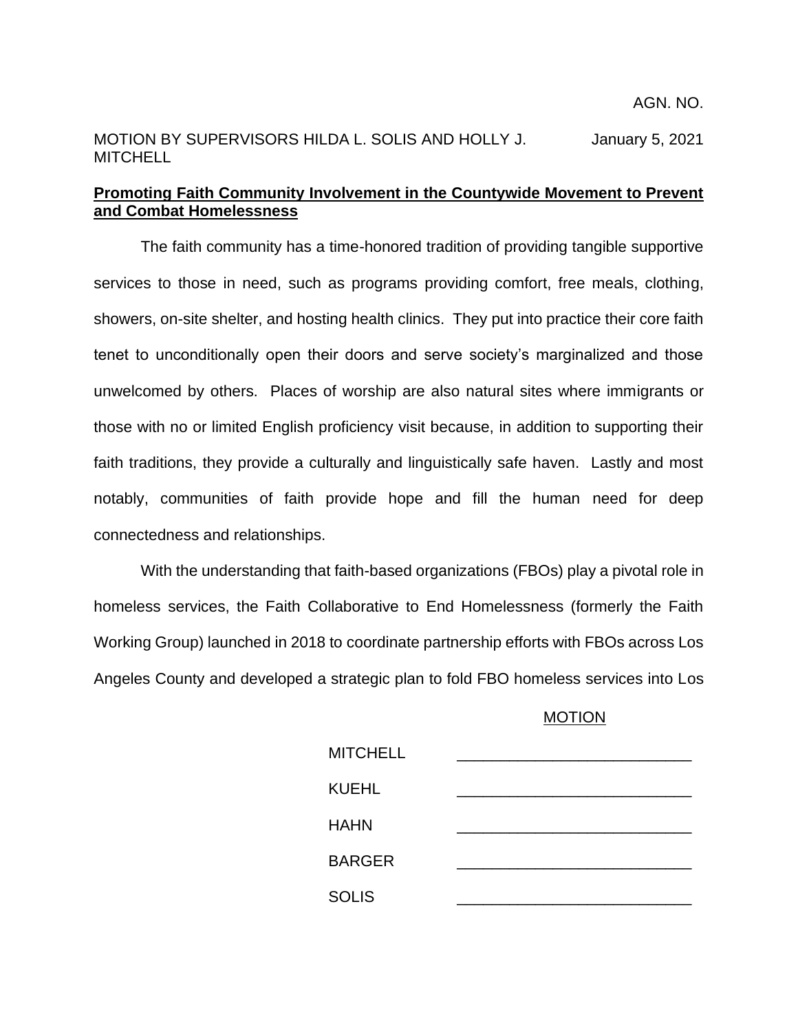AGN. NO.

MOTION BY SUPERVISORS HILDA L. SOLIS AND HOLLY J. MITCHELL

January 5, 2021

**Promoting Faith Community Involvement in the Countywide Movement to Prevent and Combat Homelessness**

The faith community has a time-honored tradition of providing tangible supportive services to those in need, such as programs providing comfort, free meals, clothing, showers, on-site shelter, and hosting health clinics. They put into practice their core faith tenet to unconditionally open their doors and serve society's marginalized and those unwelcomed by others. Places of worship are also natural sites where immigrants or those with no or limited English proficiency visit because, in addition to supporting their faith traditions, they provide a culturally and linguistically safe haven. Lastly and most notably, communities of faith provide hope and fill the human need for deep connectedness and relationships.

With the understanding that faith-based organizations (FBOs) play a pivotal role in homeless services, the Faith Collaborative to End Homelessness (formerly the Faith Working Group) launched in 2018 to coordinate partnership efforts with FBOs across Los Angeles County and developed a strategic plan to fold FBO homeless services into Los

MOTION

| | |
|---|---|
| MITCHELL | \_\_\_\_\_\_\_\_\_\_\_\_\_\_\_\_\_\_\_\_\_\_\_\_\_\_ |
| KUEHL | \_\_\_\_\_\_\_\_\_\_\_\_\_\_\_\_\_\_\_\_\_\_\_\_\_\_ |
| HAHN | \_\_\_\_\_\_\_\_\_\_\_\_\_\_\_\_\_\_\_\_\_\_\_\_\_\_ |
| BARGER | \_\_\_\_\_\_\_\_\_\_\_\_\_\_\_\_\_\_\_\_\_\_\_\_\_\_ |
| SOLIS | \_\_\_\_\_\_\_\_\_\_\_\_\_\_\_\_\_\_\_\_\_\_\_\_\_\_ |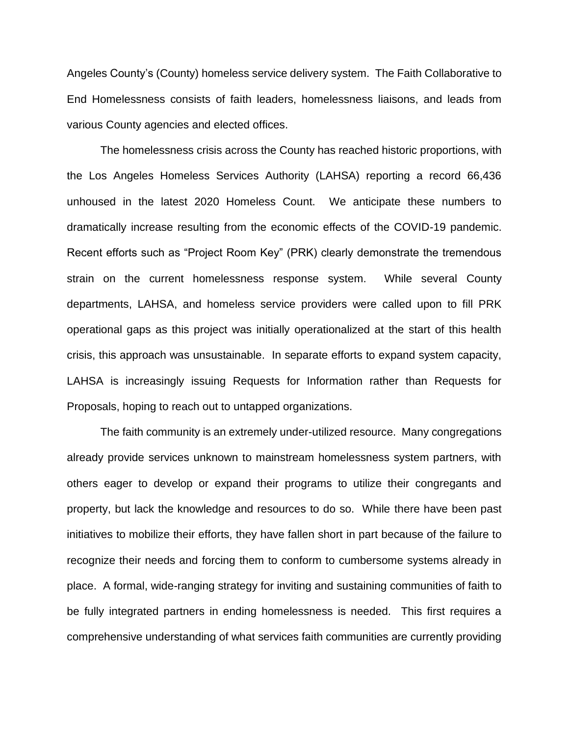Angeles County's (County) homeless service delivery system. The Faith Collaborative to End Homelessness consists of faith leaders, homelessness liaisons, and leads from various County agencies and elected offices.

The homelessness crisis across the County has reached historic proportions, with the Los Angeles Homeless Services Authority (LAHSA) reporting a record 66,436 unhoused in the latest 2020 Homeless Count. We anticipate these numbers to dramatically increase resulting from the economic effects of the COVID-19 pandemic. Recent efforts such as "Project Room Key" (PRK) clearly demonstrate the tremendous strain on the current homelessness response system. While several County departments, LAHSA, and homeless service providers were called upon to fill PRK operational gaps as this project was initially operationalized at the start of this health crisis, this approach was unsustainable. In separate efforts to expand system capacity, LAHSA is increasingly issuing Requests for Information rather than Requests for Proposals, hoping to reach out to untapped organizations.

The faith community is an extremely under-utilized resource. Many congregations already provide services unknown to mainstream homelessness system partners, with others eager to develop or expand their programs to utilize their congregants and property, but lack the knowledge and resources to do so. While there have been past initiatives to mobilize their efforts, they have fallen short in part because of the failure to recognize their needs and forcing them to conform to cumbersome systems already in place. A formal, wide-ranging strategy for inviting and sustaining communities of faith to be fully integrated partners in ending homelessness is needed. This first requires a comprehensive understanding of what services faith communities are currently providing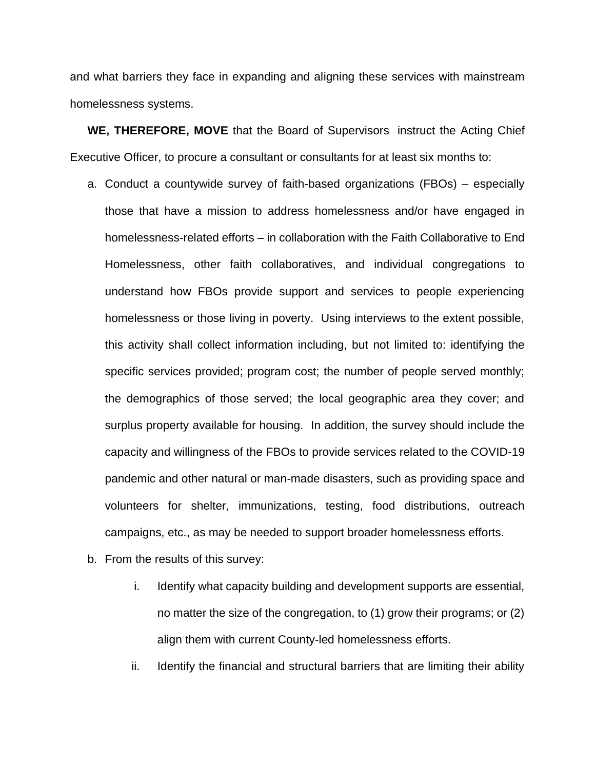and what barriers they face in expanding and aligning these services with mainstream homelessness systems.

**WE, THEREFORE, MOVE** that the Board of Supervisors instruct the Acting Chief Executive Officer, to procure a consultant or consultants for at least six months to:

a. Conduct a countywide survey of faith-based organizations (FBOs) – especially those that have a mission to address homelessness and/or have engaged in homelessness-related efforts – in collaboration with the Faith Collaborative to End Homelessness, other faith collaboratives, and individual congregations to understand how FBOs provide support and services to people experiencing homelessness or those living in poverty. Using interviews to the extent possible, this activity shall collect information including, but not limited to: identifying the specific services provided; program cost; the number of people served monthly; the demographics of those served; the local geographic area they cover; and surplus property available for housing. In addition, the survey should include the capacity and willingness of the FBOs to provide services related to the COVID-19 pandemic and other natural or man-made disasters, such as providing space and volunteers for shelter, immunizations, testing, food distributions, outreach campaigns, etc., as may be needed to support broader homelessness efforts.

b. From the results of this survey:

   i. Identify what capacity building and development supports are essential, no matter the size of the congregation, to (1) grow their programs; or (2) align them with current County-led homelessness efforts.

   ii. Identify the financial and structural barriers that are limiting their ability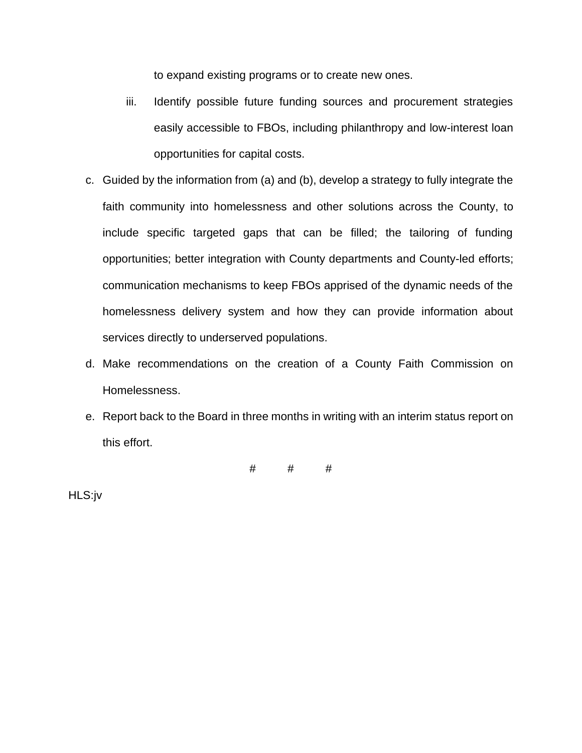to expand existing programs or to create new ones.

iii. Identify possible future funding sources and procurement strategies easily accessible to FBOs, including philanthropy and low-interest loan opportunities for capital costs.

c. Guided by the information from (a) and (b), develop a strategy to fully integrate the faith community into homelessness and other solutions across the County, to include specific targeted gaps that can be filled; the tailoring of funding opportunities; better integration with County departments and County-led efforts; communication mechanisms to keep FBOs apprised of the dynamic needs of the homelessness delivery system and how they can provide information about services directly to underserved populations.

d. Make recommendations on the creation of a County Faith Commission on Homelessness.

e. Report back to the Board in three months in writing with an interim status report on this effort.

# # #

HLS:jv